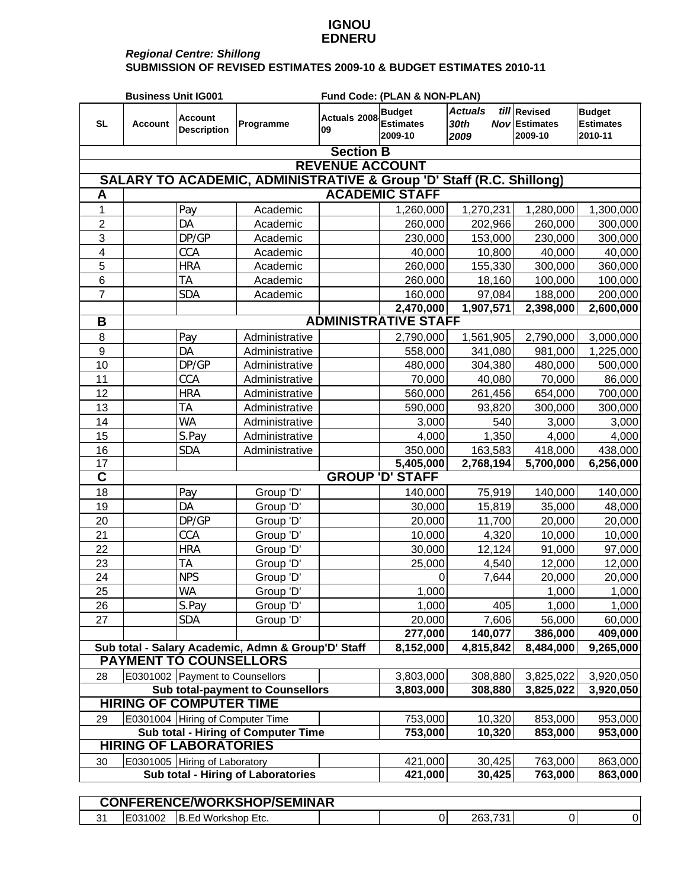# IGNOU
# EDNERU

***Regional Centre: Shillong***

**SUBMISSION OF REVISED ESTIMATES 2009-10 & BUDGET ESTIMATES 2010-11**

**Business Unit IG001** **Fund Code: (PLAN & NON-PLAN)**

| SL | Account | Account Description | Programme | Actuals 2008-09 | Budget Estimates 2009-10 | *Actuals till 30th Nov 2009* | Revised Estimates 2009-10 | Budget Estimates 2010-11 |
|---|---|---|---|---|---|---|---|---|
| **Section B** | | | | | | | | |
| **REVENUE ACCOUNT** | | | | | | | | |
| **SALARY TO ACADEMIC, ADMINISTRATIVE & Group 'D' Staff (R.C. Shillong)** | | | | | | | | |
| **A** | **ACADEMIC STAFF** | | | | | | | |
| 1 | | Pay | Academic | | 1,260,000 | 1,270,231 | 1,280,000 | 1,300,000 |
| 2 | | DA | Academic | | 260,000 | 202,966 | 260,000 | 300,000 |
| 3 | | DP/GP | Academic | | 230,000 | 153,000 | 230,000 | 300,000 |
| 4 | | CCA | Academic | | 40,000 | 10,800 | 40,000 | 40,000 |
| 5 | | HRA | Academic | | 260,000 | 155,330 | 300,000 | 360,000 |
| 6 | | TA | Academic | | 260,000 | 18,160 | 100,000 | 100,000 |
| 7 | | SDA | Academic | | 160,000 | 97,084 | 188,000 | 200,000 |
| | | | | | **2,470,000** | **1,907,571** | **2,398,000** | **2,600,000** |
| **B** | **ADMINISTRATIVE STAFF** | | | | | | | |
| 8 | | Pay | Administrative | | 2,790,000 | 1,561,905 | 2,790,000 | 3,000,000 |
| 9 | | DA | Administrative | | 558,000 | 341,080 | 981,000 | 1,225,000 |
| 10 | | DP/GP | Administrative | | 480,000 | 304,380 | 480,000 | 500,000 |
| 11 | | CCA | Administrative | | 70,000 | 40,080 | 70,000 | 86,000 |
| 12 | | HRA | Administrative | | 560,000 | 261,456 | 654,000 | 700,000 |
| 13 | | TA | Administrative | | 590,000 | 93,820 | 300,000 | 300,000 |
| 14 | | WA | Administrative | | 3,000 | 540 | 3,000 | 3,000 |
| 15 | | S.Pay | Administrative | | 4,000 | 1,350 | 4,000 | 4,000 |
| 16 | | SDA | Administrative | | 350,000 | 163,583 | 418,000 | 438,000 |
| 17 | | | | | **5,405,000** | **2,768,194** | **5,700,000** | **6,256,000** |
| **C** | **GROUP 'D' STAFF** | | | | | | | |
| 18 | | Pay | Group 'D' | | 140,000 | 75,919 | 140,000 | 140,000 |
| 19 | | DA | Group 'D' | | 30,000 | 15,819 | 35,000 | 48,000 |
| 20 | | DP/GP | Group 'D' | | 20,000 | 11,700 | 20,000 | 20,000 |
| 21 | | CCA | Group 'D' | | 10,000 | 4,320 | 10,000 | 10,000 |
| 22 | | HRA | Group 'D' | | 30,000 | 12,124 | 91,000 | 97,000 |
| 23 | | TA | Group 'D' | | 25,000 | 4,540 | 12,000 | 12,000 |
| 24 | | NPS | Group 'D' | | 0 | 7,644 | 20,000 | 20,000 |
| 25 | | WA | Group 'D' | | 1,000 | | 1,000 | 1,000 |
| 26 | | S.Pay | Group 'D' | | 1,000 | 405 | 1,000 | 1,000 |
| 27 | | SDA | Group 'D' | | 20,000 | 7,606 | 56,000 | 60,000 |
| | | | | | **277,000** | **140,077** | **386,000** | **409,000** |
| **Sub total - Salary Academic, Admn & Group'D' Staff** | | | | | **8,152,000** | **4,815,842** | **8,484,000** | **9,265,000** |
| **PAYMENT TO COUNSELLORS** | | | | | | | | |
| 28 | E0301002 | Payment to Counsellors | | | 3,803,000 | 308,880 | 3,825,022 | 3,920,050 |
| **Sub total-payment to Counsellors** | | | | | **3,803,000** | **308,880** | **3,825,022** | **3,920,050** |
| **HIRING OF COMPUTER TIME** | | | | | | | | |
| 29 | E0301004 | Hiring of Computer Time | | | 753,000 | 10,320 | 853,000 | 953,000 |
| **Sub total - Hiring of Computer Time** | | | | | **753,000** | **10,320** | **853,000** | **953,000** |
| **HIRING OF LABORATORIES** | | | | | | | | |
| 30 | E0301005 | Hiring of Laboratory | | | 421,000 | 30,425 | 763,000 | 863,000 |
| **Sub total - Hiring of Laboratories** | | | | | **421,000** | **30,425** | **763,000** | **863,000** |
| **CONFERENCE/WORKSHOP/SEMINAR** | | | | | | | | |
| 31 | E031002 | B.Ed Workshop Etc. | | | 0 | 263,731 | 0 | 0 |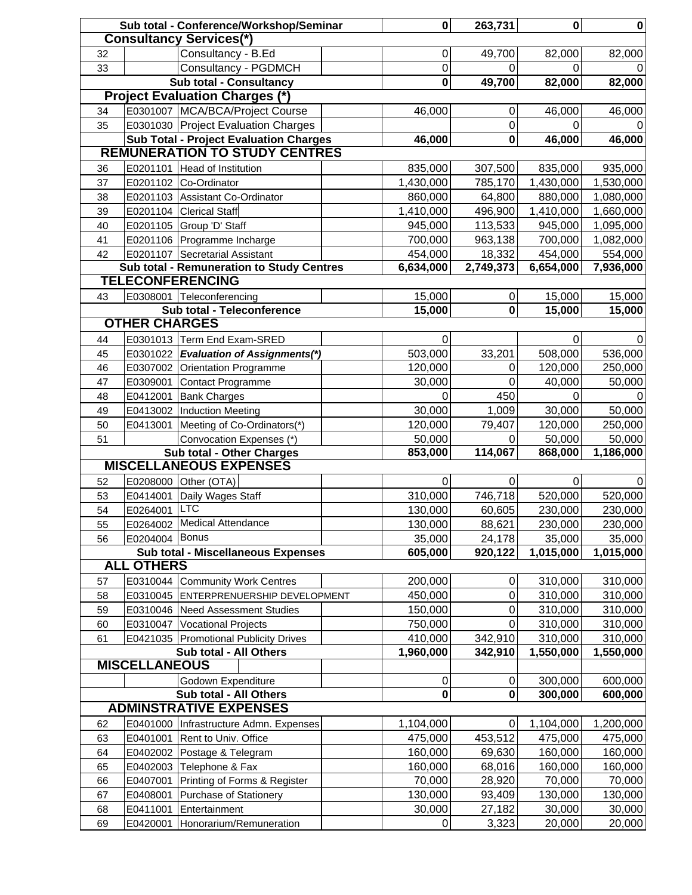| | | | | | | | |
|---|---|---|---|---|---|---|---|
| | **Sub total - Conference/Workshop/Seminar** | | | **0** | **263,731** | **0** | **0** |
| **Consultancy Services(*)** | | | | | | | |
| 32 | | Consultancy - B.Ed | | 0 | 49,700 | 82,000 | 82,000 |
| 33 | | Consultancy - PGDMCH | | 0 | 0 | 0 | 0 |
| | **Sub total - Consultancy** | | | **0** | **49,700** | **82,000** | **82,000** |
| **Project Evaluation Charges (*)** | | | | | | | |
| 34 | E0301007 | MCA/BCA/Project Course | | 46,000 | 0 | 46,000 | 46,000 |
| 35 | E0301030 | Project Evaluation Charges | | | 0 | 0 | 0 |
| | **Sub Total - Project Evaluation Charges** | | | **46,000** | **0** | **46,000** | **46,000** |
| **REMUNERATION TO STUDY CENTRES** | | | | | | | |
| 36 | E0201101 | Head of Institution | | 835,000 | 307,500 | 835,000 | 935,000 |
| 37 | E0201102 | Co-Ordinator | | 1,430,000 | 785,170 | 1,430,000 | 1,530,000 |
| 38 | E0201103 | Assistant Co-Ordinator | | 860,000 | 64,800 | 880,000 | 1,080,000 |
| 39 | E0201104 | Clerical Staff | | 1,410,000 | 496,900 | 1,410,000 | 1,660,000 |
| 40 | E0201105 | Group 'D' Staff | | 945,000 | 113,533 | 945,000 | 1,095,000 |
| 41 | E0201106 | Programme Incharge | | 700,000 | 963,138 | 700,000 | 1,082,000 |
| 42 | E0201107 | Secretarial Assistant | | 454,000 | 18,332 | 454,000 | 554,000 |
| | **Sub total - Remuneration to Study Centres** | | | **6,634,000** | **2,749,373** | **6,654,000** | **7,936,000** |
| **TELECONFERENCING** | | | | | | | |
| 43 | E0308001 | Teleconferencing | | 15,000 | 0 | 15,000 | 15,000 |
| | **Sub total - Teleconference** | | | **15,000** | **0** | **15,000** | **15,000** |
| **OTHER CHARGES** | | | | | | | |
| 44 | E0301013 | Term End Exam-SRED | | 0 | | 0 | 0 |
| 45 | E0301022 | ***Evaluation of Assignments(*)*** | | 503,000 | 33,201 | 508,000 | 536,000 |
| 46 | E0307002 | Orientation Programme | | 120,000 | 0 | 120,000 | 250,000 |
| 47 | E0309001 | Contact Programme | | 30,000 | 0 | 40,000 | 50,000 |
| 48 | E0412001 | Bank Charges | | 0 | 450 | 0 | 0 |
| 49 | E0413002 | Induction Meeting | | 30,000 | 1,009 | 30,000 | 50,000 |
| 50 | E0413001 | Meeting of Co-Ordinators(*) | | 120,000 | 79,407 | 120,000 | 250,000 |
| 51 | | Convocation Expenses (*) | | 50,000 | 0 | 50,000 | 50,000 |
| | **Sub total - Other Charges** | | | **853,000** | **114,067** | **868,000** | **1,186,000** |
| **MISCELLANEOUS EXPENSES** | | | | | | | |
| 52 | E0208000 | Other (OTA) | | 0 | 0 | 0 | 0 |
| 53 | E0414001 | Daily Wages Staff | | 310,000 | 746,718 | 520,000 | 520,000 |
| 54 | E0264001 | LTC | | 130,000 | 60,605 | 230,000 | 230,000 |
| 55 | E0264002 | Medical Attendance | | 130,000 | 88,621 | 230,000 | 230,000 |
| 56 | E0204004 | Bonus | | 35,000 | 24,178 | 35,000 | 35,000 |
| | **Sub total - Miscellaneous Expenses** | | | **605,000** | **920,122** | **1,015,000** | **1,015,000** |
| **ALL OTHERS** | | | | | | | |
| 57 | E0310044 | Community Work Centres | | 200,000 | 0 | 310,000 | 310,000 |
| 58 | E0310045 | ENTERPRENUERSHIP DEVELOPMENT | | 450,000 | 0 | 310,000 | 310,000 |
| 59 | E0310046 | Need Assessment Studies | | 150,000 | 0 | 310,000 | 310,000 |
| 60 | E0310047 | Vocational Projects | | 750,000 | 0 | 310,000 | 310,000 |
| 61 | E0421035 | Promotional Publicity Drives | | 410,000 | 342,910 | 310,000 | 310,000 |
| | **Sub total - All Others** | | | **1,960,000** | **342,910** | **1,550,000** | **1,550,000** |
| **MISCELLANEOUS** | | | | | | | |
| | | Godown Expenditure | | 0 | 0 | 300,000 | 600,000 |
| | **Sub total - All Others** | | | **0** | **0** | **300,000** | **600,000** |
| **ADMINSTRATIVE EXPENSES** | | | | | | | |
| 62 | E0401000 | Infrastructure Admn. Expenses | | 1,104,000 | 0 | 1,104,000 | 1,200,000 |
| 63 | E0401001 | Rent to Univ. Office | | 475,000 | 453,512 | 475,000 | 475,000 |
| 64 | E0402002 | Postage & Telegram | | 160,000 | 69,630 | 160,000 | 160,000 |
| 65 | E0402003 | Telephone & Fax | | 160,000 | 68,016 | 160,000 | 160,000 |
| 66 | E0407001 | Printing of Forms & Register | | 70,000 | 28,920 | 70,000 | 70,000 |
| 67 | E0408001 | Purchase of Stationery | | 130,000 | 93,409 | 130,000 | 130,000 |
| 68 | E0411001 | Entertainment | | 30,000 | 27,182 | 30,000 | 30,000 |
| 69 | E0420001 | Honorarium/Remuneration | | 0 | 3,323 | 20,000 | 20,000 |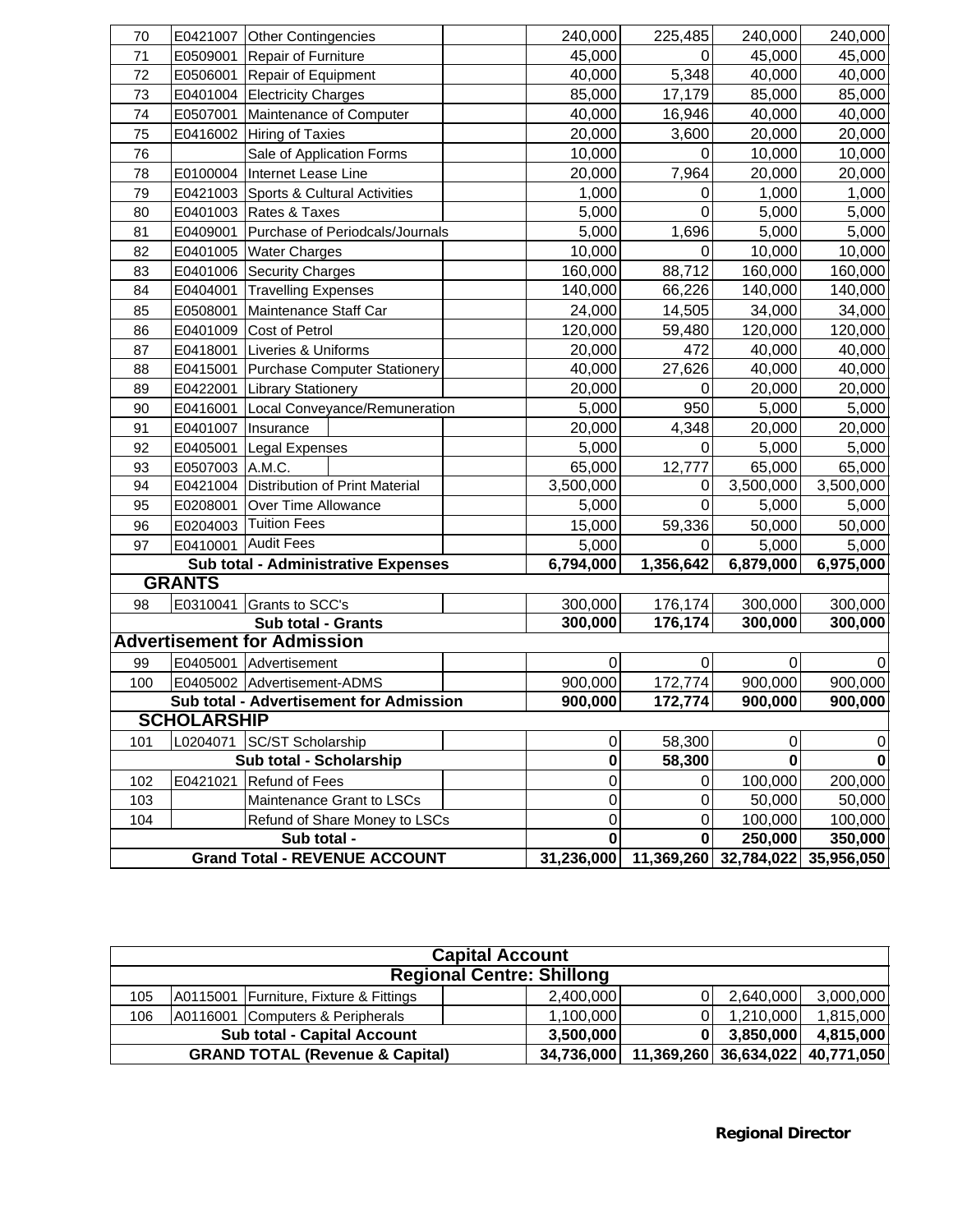| | | | | | | | |
|---|---|---|---|---|---|---|---|
| 70 | E0421007 | Other Contingencies | | 240,000 | 225,485 | 240,000 | 240,000 |
| 71 | E0509001 | Repair of Furniture | | 45,000 | 0 | 45,000 | 45,000 |
| 72 | E0506001 | Repair of Equipment | | 40,000 | 5,348 | 40,000 | 40,000 |
| 73 | E0401004 | Electricity Charges | | 85,000 | 17,179 | 85,000 | 85,000 |
| 74 | E0507001 | Maintenance of Computer | | 40,000 | 16,946 | 40,000 | 40,000 |
| 75 | E0416002 | Hiring of Taxies | | 20,000 | 3,600 | 20,000 | 20,000 |
| 76 | | Sale of Application Forms | | 10,000 | 0 | 10,000 | 10,000 |
| 78 | E0100004 | Internet Lease Line | | 20,000 | 7,964 | 20,000 | 20,000 |
| 79 | E0421003 | Sports & Cultural Activities | | 1,000 | 0 | 1,000 | 1,000 |
| 80 | E0401003 | Rates & Taxes | | 5,000 | 0 | 5,000 | 5,000 |
| 81 | E0409001 | Purchase of Periodcals/Journals | | 5,000 | 1,696 | 5,000 | 5,000 |
| 82 | E0401005 | Water Charges | | 10,000 | 0 | 10,000 | 10,000 |
| 83 | E0401006 | Security Charges | | 160,000 | 88,712 | 160,000 | 160,000 |
| 84 | E0404001 | Travelling Expenses | | 140,000 | 66,226 | 140,000 | 140,000 |
| 85 | E0508001 | Maintenance Staff Car | | 24,000 | 14,505 | 34,000 | 34,000 |
| 86 | E0401009 | Cost of Petrol | | 120,000 | 59,480 | 120,000 | 120,000 |
| 87 | E0418001 | Liveries & Uniforms | | 20,000 | 472 | 40,000 | 40,000 |
| 88 | E0415001 | Purchase Computer Stationery | | 40,000 | 27,626 | 40,000 | 40,000 |
| 89 | E0422001 | Library Stationery | | 20,000 | 0 | 20,000 | 20,000 |
| 90 | E0416001 | Local Conveyance/Remuneration | | 5,000 | 950 | 5,000 | 5,000 |
| 91 | E0401007 | Insurance | | 20,000 | 4,348 | 20,000 | 20,000 |
| 92 | E0405001 | Legal Expenses | | 5,000 | 0 | 5,000 | 5,000 |
| 93 | E0507003 | A.M.C. | | 65,000 | 12,777 | 65,000 | 65,000 |
| 94 | E0421004 | Distribution of Print Material | | 3,500,000 | 0 | 3,500,000 | 3,500,000 |
| 95 | E0208001 | Over Time Allowance | | 5,000 | 0 | 5,000 | 5,000 |
| 96 | E0204003 | Tuition Fees | | 15,000 | 59,336 | 50,000 | 50,000 |
| 97 | E0410001 | Audit Fees | | 5,000 | 0 | 5,000 | 5,000 |
| | | **Sub total - Administrative Expenses** | | **6,794,000** | **1,356,642** | **6,879,000** | **6,975,000** |
| | **GRANTS** | | | | | | |
| 98 | E0310041 | Grants to SCC's | | 300,000 | 176,174 | 300,000 | 300,000 |
| | | **Sub total - Grants** | | **300,000** | **176,174** | **300,000** | **300,000** |
| **Advertisement for Admission** | | | | | | | |
| 99 | E0405001 | Advertisement | | 0 | 0 | 0 | 0 |
| 100 | E0405002 | Advertisement-ADMS | | 900,000 | 172,774 | 900,000 | 900,000 |
| | | **Sub total - Advertisement for Admission** | | **900,000** | **172,774** | **900,000** | **900,000** |
| | **SCHOLARSHIP** | | | | | | |
| 101 | L0204071 | SC/ST Scholarship | | 0 | 58,300 | 0 | 0 |
| | | **Sub total - Scholarship** | | **0** | **58,300** | **0** | **0** |
| 102 | E0421021 | Refund of Fees | | 0 | 0 | 100,000 | 200,000 |
| 103 | | Maintenance Grant to LSCs | | 0 | 0 | 50,000 | 50,000 |
| 104 | | Refund of Share Money to LSCs | | 0 | 0 | 100,000 | 100,000 |
| | | **Sub total -** | | **0** | **0** | **250,000** | **350,000** |
| | | **Grand Total - REVENUE ACCOUNT** | | **31,236,000** | **11,369,260** | **32,784,022** | **35,956,050** |

| **Capital Account** | | | | | | | |
|---|---|---|---|---|---|---|---|
| **Regional Centre: Shillong** | | | | | | | |
| 105 | A0115001 | Furniture, Fixture & Fittings | | 2,400,000 | 0 | 2,640,000 | 3,000,000 |
| 106 | A0116001 | Computers & Peripherals | | 1,100,000 | 0 | 1,210,000 | 1,815,000 |
| | | **Sub total - Capital Account** | | **3,500,000** | **0** | **3,850,000** | **4,815,000** |
| | | **GRAND TOTAL (Revenue & Capital)** | | **34,736,000** | **11,369,260** | **36,634,022** | **40,771,050** |

**Regional Director**